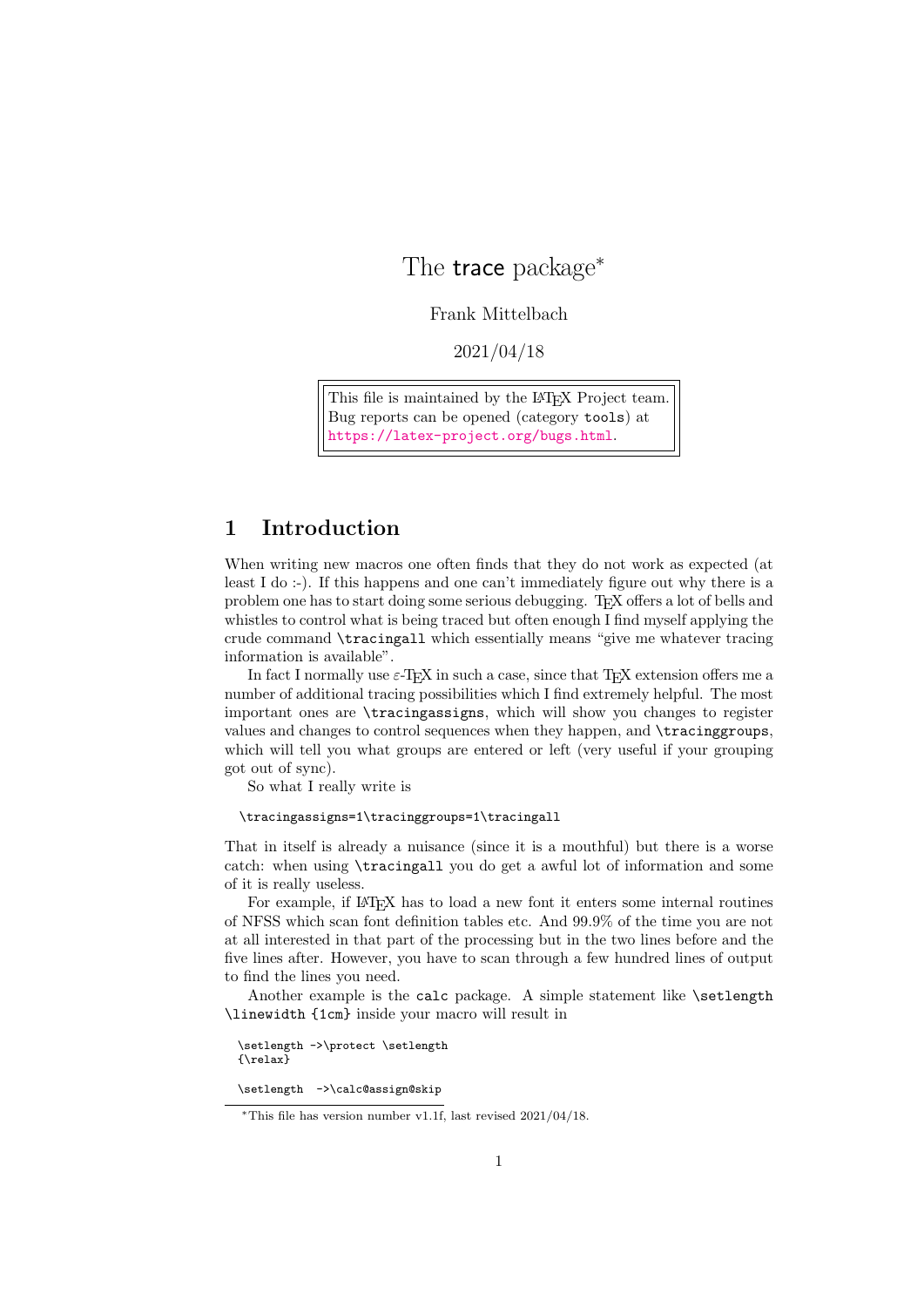# The trace package*

Frank Mittelbach

2021/04/18

This file is maintained by the LaTeX Project team.
Bug reports can be opened (category `tools`) at
https://latex-project.org/bugs.html.

## 1 Introduction

When writing new macros one often finds that they do not work as expected (at least I do :-). If this happens and one can't immediately figure out why there is a problem one has to start doing some serious debugging. TeX offers a lot of bells and whistles to control what is being traced but often enough I find myself applying the crude command `\tracingall` which essentially means "give me whatever tracing information is available".

In fact I normally use ε-TeX in such a case, since that TeX extension offers me a number of additional tracing possibilities which I find extremely helpful. The most important ones are `\tracingassigns`, which will show you changes to register values and changes to control sequences when they happen, and `\tracinggroups`, which will tell you what groups are entered or left (very useful if your grouping got out of sync).

So what I really write is

```
\tracingassigns=1\tracinggroups=1\tracingall
```

That in itself is already a nuisance (since it is a mouthful) but there is a worse catch: when using `\tracingall` you do get a awful lot of information and some of it is really useless.

For example, if LaTeX has to load a new font it enters some internal routines of NFSS which scan font definition tables etc. And 99.9% of the time you are not at all interested in that part of the processing but in the two lines before and the five lines after. However, you have to scan through a few hundred lines of output to find the lines you need.

Another example is the `calc` package. A simple statement like `\setlength \linewidth {1cm}` inside your macro will result in

```
\setlength ->\protect \setlength
{\relax}

\setlength  ->\calc@assign@skip
```

*This file has version number v1.1f, last revised 2021/04/18.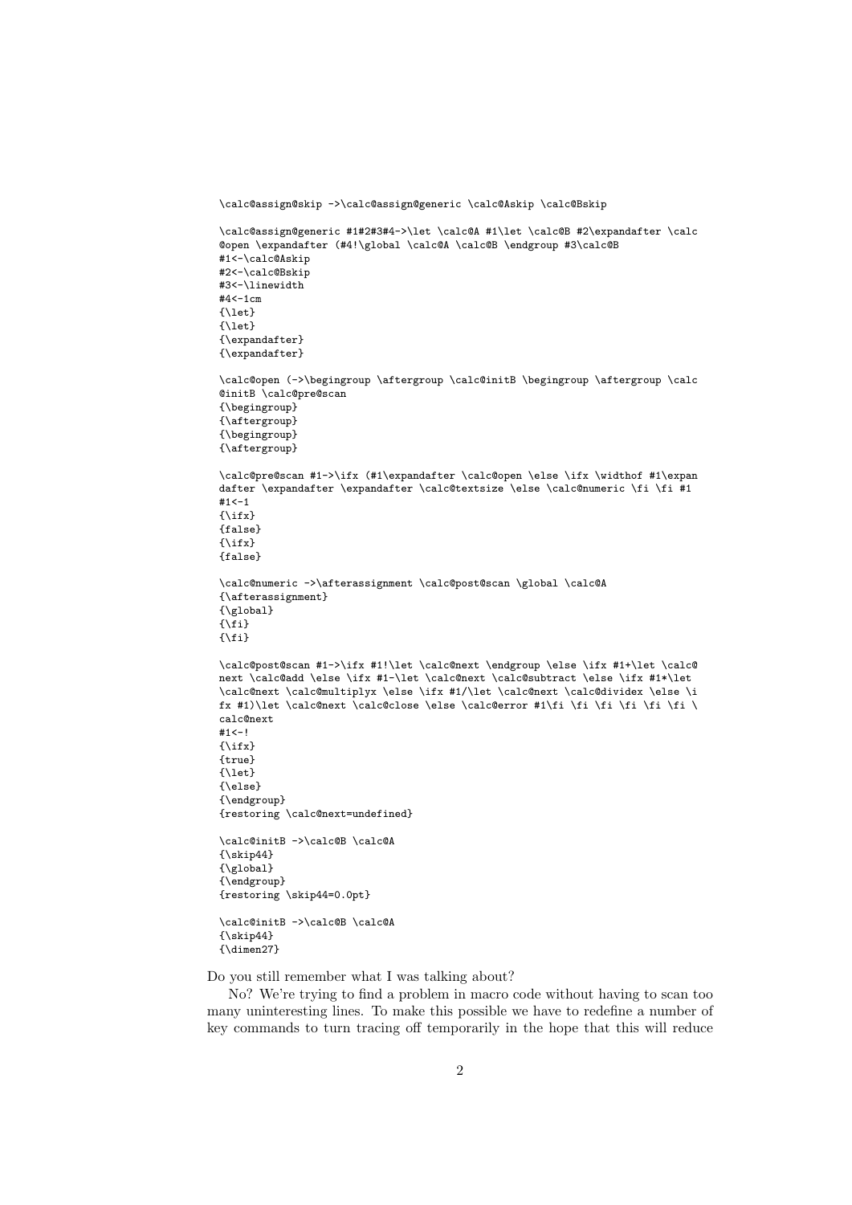```
\calc@assign@skip ->\calc@assign@generic \calc@Askip \calc@Bskip

\calc@assign@generic #1#2#3#4->\let \calc@A #1\let \calc@B #2\expandafter \calc
@open \expandafter (#4!\global \calc@A \calc@B \endgroup #3\calc@B
#1<-\calc@Askip
#2<-\calc@Bskip
#3<-\linewidth
#4<-1cm
{\let}
{\let}
{\expandafter}
{\expandafter}

\calc@open (->\begingroup \aftergroup \calc@initB \begingroup \aftergroup \calc
@initB \calc@pre@scan
{\begingroup}
{\aftergroup}
{\begingroup}
{\aftergroup}

\calc@pre@scan #1->\ifx (#1\expandafter \calc@open \else \ifx \widthof #1\expan
dafter \expandafter \expandafter \calc@textsize \else \calc@numeric \fi \fi #1
#1<-1
{\ifx}
{false}
{\ifx}
{false}

\calc@numeric ->\afterassignment \calc@post@scan \global \calc@A
{\afterassignment}
{\global}
{\fi}
{\fi}

\calc@post@scan #1->\ifx #1!\let \calc@next \endgroup \else \ifx #1+\let \calc@
next \calc@add \else \ifx #1-\let \calc@next \calc@subtract \else \ifx #1*\let
\calc@next \calc@multiplyx \else \ifx #1/\let \calc@next \calc@dividex \else \i
fx #1)\let \calc@next \calc@close \else \calc@error #1\fi \fi \fi \fi \fi \fi \
calc@next
#1<-!
{\ifx}
{true}
{\let}
{\else}
{\endgroup}
{restoring \calc@next=undefined}

\calc@initB ->\calc@B \calc@A
{\skip44}
{\global}
{\endgroup}
{restoring \skip44=0.0pt}

\calc@initB ->\calc@B \calc@A
{\skip44}
{\dimen27}
```

Do you still remember what I was talking about?

No? We're trying to find a problem in macro code without having to scan too many uninteresting lines. To make this possible we have to redefine a number of key commands to turn tracing off temporarily in the hope that this will reduce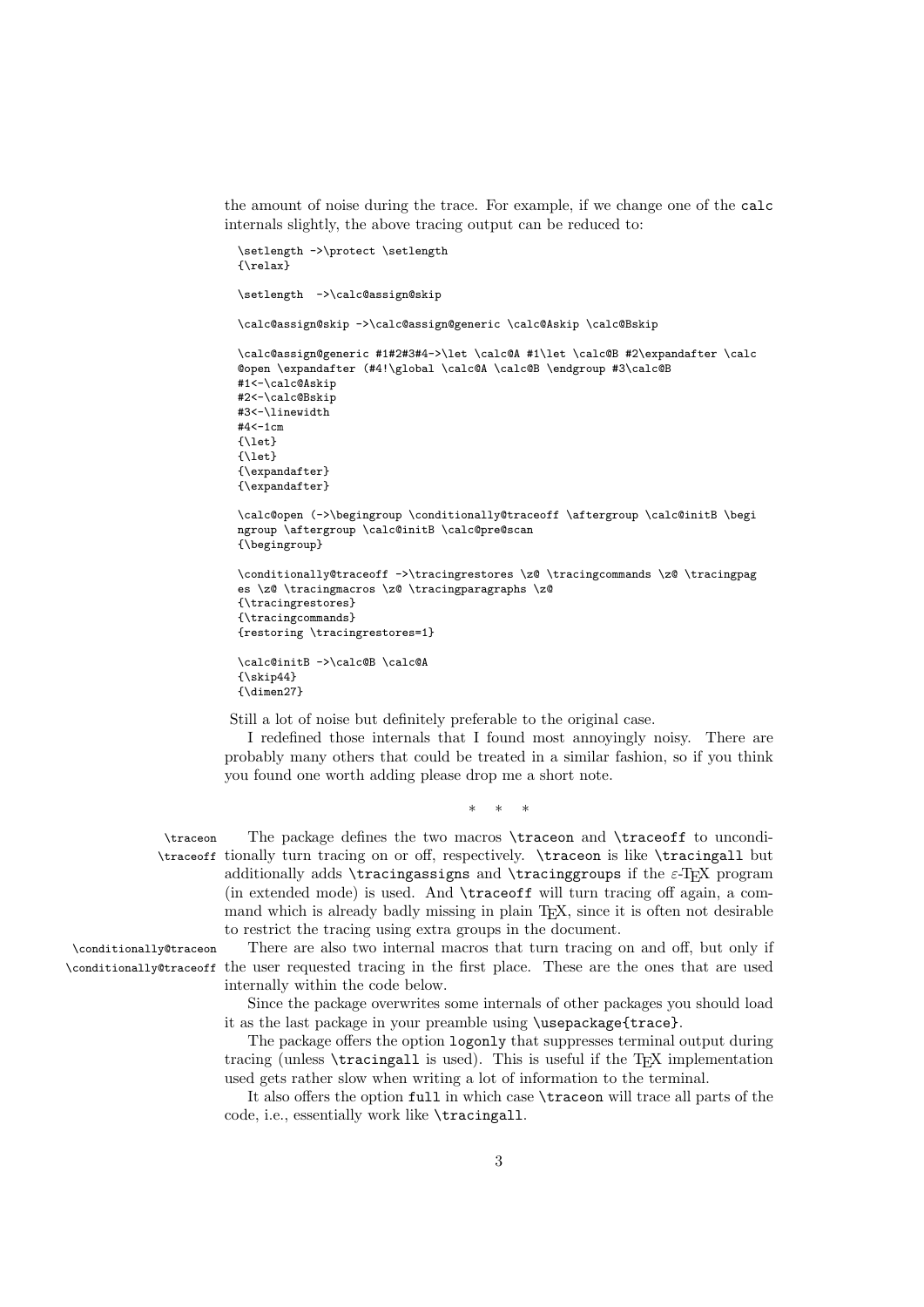the amount of noise during the trace. For example, if we change one of the calc internals slightly, the above tracing output can be reduced to:

```
\setlength ->\protect \setlength
{\relax}

\setlength  ->\calc@assign@skip

\calc@assign@skip ->\calc@assign@generic \calc@Askip \calc@Bskip

\calc@assign@generic #1#2#3#4->\let \calc@A #1\let \calc@B #2\expandafter \calc
@open \expandafter (#4!\global \calc@A \calc@B \endgroup #3\calc@B
#1<-\calc@Askip
#2<-\calc@Bskip
#3<-\linewidth
#4<-1cm
{\let}
{\let}
{\expandafter}
{\expandafter}

\calc@open (->\begingroup \conditionally@traceoff \aftergroup \calc@initB \begi
ngroup \aftergroup \calc@initB \calc@pre@scan
{\begingroup}

\conditionally@traceoff ->\tracingrestores \z@ \tracingcommands \z@ \tracingpag
es \z@ \tracingmacros \z@ \tracingparagraphs \z@
{\tracingrestores}
{\tracingcommands}
{restoring \tracingrestores=1}

\calc@initB ->\calc@B \calc@A
{\skip44}
{\dimen27}
```

Still a lot of noise but definitely preferable to the original case.

I redefined those internals that I found most annoyingly noisy. There are probably many others that could be treated in a similar fashion, so if you think you found one worth adding please drop me a short note.

\* \* \*

`\traceon` `\traceoff` The package defines the two macros `\traceon` and `\traceoff` to unconditionally turn tracing on or off, respectively. `\traceon` is like `\tracingall` but additionally adds `\tracingassigns` and `\tracinggroups` if the ε-TeX program (in extended mode) is used. And `\traceoff` will turn tracing off again, a command which is already badly missing in plain TeX, since it is often not desirable to restrict the tracing using extra groups in the document.

`\conditionally@traceon` `\conditionally@traceoff` There are also two internal macros that turn tracing on and off, but only if the user requested tracing in the first place. These are the ones that are used internally within the code below.

Since the package overwrites some internals of other packages you should load it as the last package in your preamble using `\usepackage{trace}`.

The package offers the option `logonly` that suppresses terminal output during tracing (unless `\tracingall` is used). This is useful if the TeX implementation used gets rather slow when writing a lot of information to the terminal.

It also offers the option `full` in which case `\traceon` will trace all parts of the code, i.e., essentially work like `\tracingall`.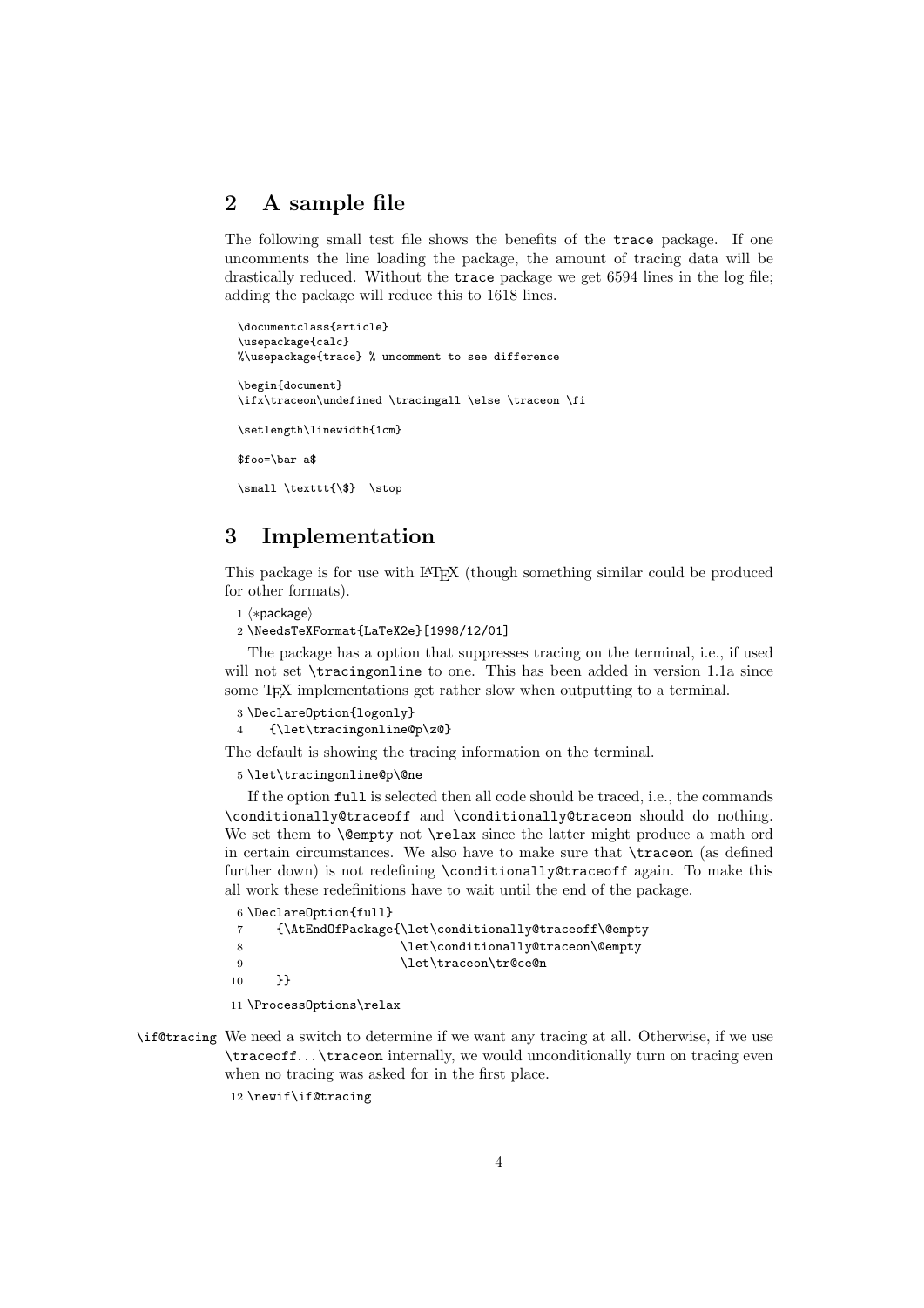## 2 A sample file

The following small test file shows the benefits of the trace package. If one uncomments the line loading the package, the amount of tracing data will be drastically reduced. Without the trace package we get 6594 lines in the log file; adding the package will reduce this to 1618 lines.

```
\documentclass{article}
\usepackage{calc}
%\usepackage{trace} % uncomment to see difference

\begin{document}
\ifx\traceon\undefined \tracingall \else \traceon \fi

\setlength\linewidth{1cm}

$foo=\bar a$

\small \texttt{\$}  \stop
```

## 3 Implementation

This package is for use with LaTeX (though something similar could be produced for other formats).

```
1 ⟨*package⟩
2 \NeedsTeXFormat{LaTeX2e}[1998/12/01]
```

The package has a option that suppresses tracing on the terminal, i.e., if used will not set \tracingonline to one. This has been added in version 1.1a since some TeX implementations get rather slow when outputting to a terminal.

```
3 \DeclareOption{logonly}
4    {\let\tracingonline@p\z@}
```

The default is showing the tracing information on the terminal.

```
5 \let\tracingonline@p\@ne
```

If the option full is selected then all code should be traced, i.e., the commands \conditionally@traceoff and \conditionally@traceon should do nothing. We set them to \@empty not \relax since the latter might produce a math ord in certain circumstances. We also have to make sure that \traceon (as defined further down) is not redefining \conditionally@traceoff again. To make this all work these redefinitions have to wait until the end of the package.

```
6 \DeclareOption{full}
7    {\AtEndOfPackage{\let\conditionally@traceoff\@empty
8                     \let\conditionally@traceon\@empty
9                     \let\traceon\tr@ce@n
10   }}
11 \ProcessOptions\relax
```

\if@tracing We need a switch to determine if we want any tracing at all. Otherwise, if we use \traceoff...\traceon internally, we would unconditionally turn on tracing even when no tracing was asked for in the first place.

```
12 \newif\if@tracing
```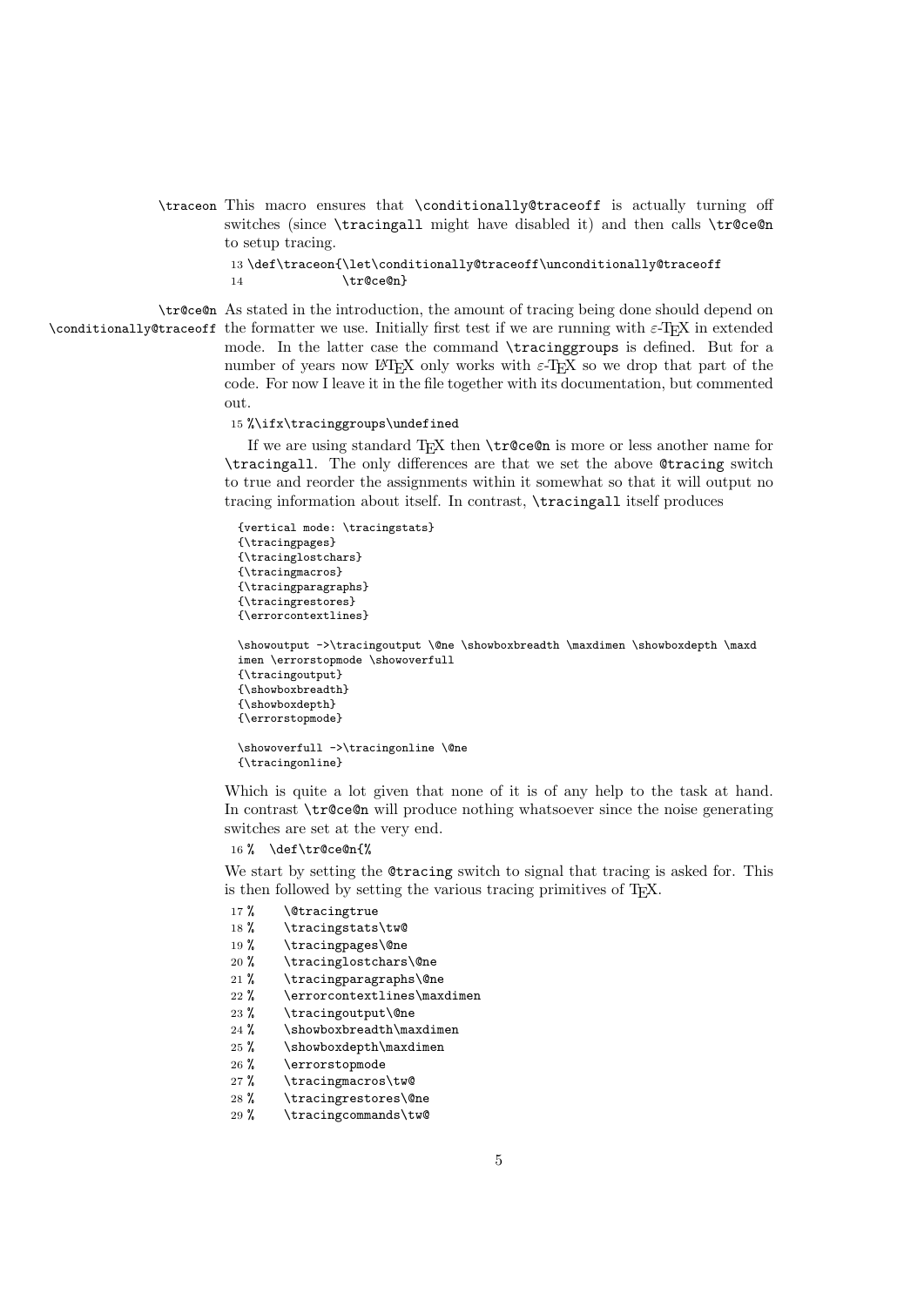**\traceon** This macro ensures that `\conditionally@traceoff` is actually turning off switches (since `\tracingall` might have disabled it) and then calls `\tr@ce@n` to setup tracing.

```
13 \def\traceon{\let\conditionally@traceoff\unconditionally@traceoff
14              \tr@ce@n}
```

**\tr@ce@n** **\conditionally@traceoff** As stated in the introduction, the amount of tracing being done should depend on the formatter we use. Initially first test if we are running with ε-TEX in extended mode. In the latter case the command `\tracinggroups` is defined. But for a number of years now LaTeX only works with ε-TEX so we drop that part of the code. For now I leave it in the file together with its documentation, but commented out.

```
15 %\ifx\tracinggroups\undefined
```

If we are using standard TEX then `\tr@ce@n` is more or less another name for `\tracingall`. The only differences are that we set the above `@tracing` switch to true and reorder the assignments within it somewhat so that it will output no tracing information about itself. In contrast, `\tracingall` itself produces

```
{vertical mode: \tracingstats}
{\tracingpages}
{\tracinglostchars}
{\tracingmacros}
{\tracingparagraphs}
{\tracingrestores}
{\errorcontextlines}

\showoutput ->\tracingoutput \@ne \showboxbreadth \maxdimen \showboxdepth \maxd
imen \errorstopmode \showoverfull
{\tracingoutput}
{\showboxbreadth}
{\showboxdepth}
{\errorstopmode}

\showoverfull ->\tracingonline \@ne
{\tracingonline}
```

Which is quite a lot given that none of it is of any help to the task at hand. In contrast `\tr@ce@n` will produce nothing whatsoever since the noise generating switches are set at the very end.

```
16 %  \def\tr@ce@n{%
```

We start by setting the `@tracing` switch to signal that tracing is asked for. This is then followed by setting the various tracing primitives of TEX.

```
17 %    \@tracingtrue
18 %    \tracingstats\tw@
19 %    \tracingpages\@ne
20 %    \tracinglostchars\@ne
21 %    \tracingparagraphs\@ne
22 %    \errorcontextlines\maxdimen
23 %    \tracingoutput\@ne
24 %    \showboxbreadth\maxdimen
25 %    \showboxdepth\maxdimen
26 %    \errorstopmode
27 %    \tracingmacros\tw@
28 %    \tracingrestores\@ne
29 %    \tracingcommands\tw@
```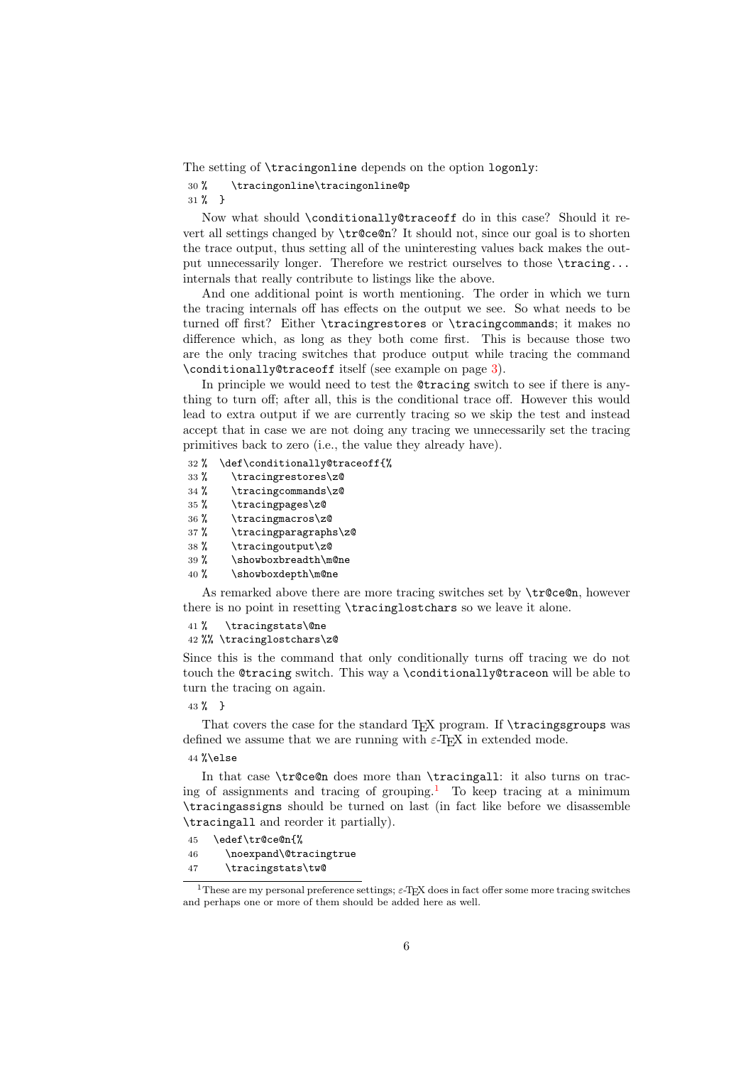The setting of `\tracingonline` depends on the option `logonly`:

```
30 %    \tracingonline\tracingonline@p
31 %  }
```

Now what should `\conditionally@traceoff` do in this case? Should it revert all settings changed by `\tr@ce@n`? It should not, since our goal is to shorten the trace output, thus setting all of the uninteresting values back makes the output unnecessarily longer. Therefore we restrict ourselves to those `\tracing...` internals that really contribute to listings like the above.

And one additional point is worth mentioning. The order in which we turn the tracing internals off has effects on the output we see. So what needs to be turned off first? Either `\tracingrestores` or `\tracingcommands`; it makes no difference which, as long as they both come first. This is because those two are the only tracing switches that produce output while tracing the command `\conditionally@traceoff` itself (see example on page 3).

In principle we would need to test the `@tracing` switch to see if there is anything to turn off; after all, this is the conditional trace off. However this would lead to extra output if we are currently tracing so we skip the test and instead accept that in case we are not doing any tracing we unnecessarily set the tracing primitives back to zero (i.e., the value they already have).

```
32 %  \def\conditionally@traceoff{%
33 %    \tracingrestores\z@
34 %    \tracingcommands\z@
35 %    \tracingpages\z@
36 %    \tracingmacros\z@
37 %    \tracingparagraphs\z@
38 %    \tracingoutput\z@
39 %    \showboxbreadth\m@ne
40 %    \showboxdepth\m@ne
```

As remarked above there are more tracing switches set by `\tr@ce@n`, however there is no point in resetting `\tracinglostchars` so we leave it alone.

```
41 %   \tracingstats\@ne
42 %% \tracinglostchars\z@
```

Since this is the command that only conditionally turns off tracing we do not touch the `@tracing` switch. This way a `\conditionally@traceon` will be able to turn the tracing on again.

```
43 %  }
```

That covers the case for the standard TeX program. If `\tracingsgroups` was defined we assume that we are running with ε-TeX in extended mode.

```
44 %\else
```

In that case `\tr@ce@n` does more than `\tracingall`: it also turns on tracing of assignments and tracing of grouping.[1] To keep tracing at a minimum `\tracingassigns` should be turned on last (in fact like before we disassemble `\tracingall` and reorder it partially).

```
45  \edef\tr@ce@n{%
46    \noexpand\@tracingtrue
47    \tracingstats\tw@
```

[1] These are my personal preference settings; ε-TeX does in fact offer some more tracing switches and perhaps one or more of them should be added here as well.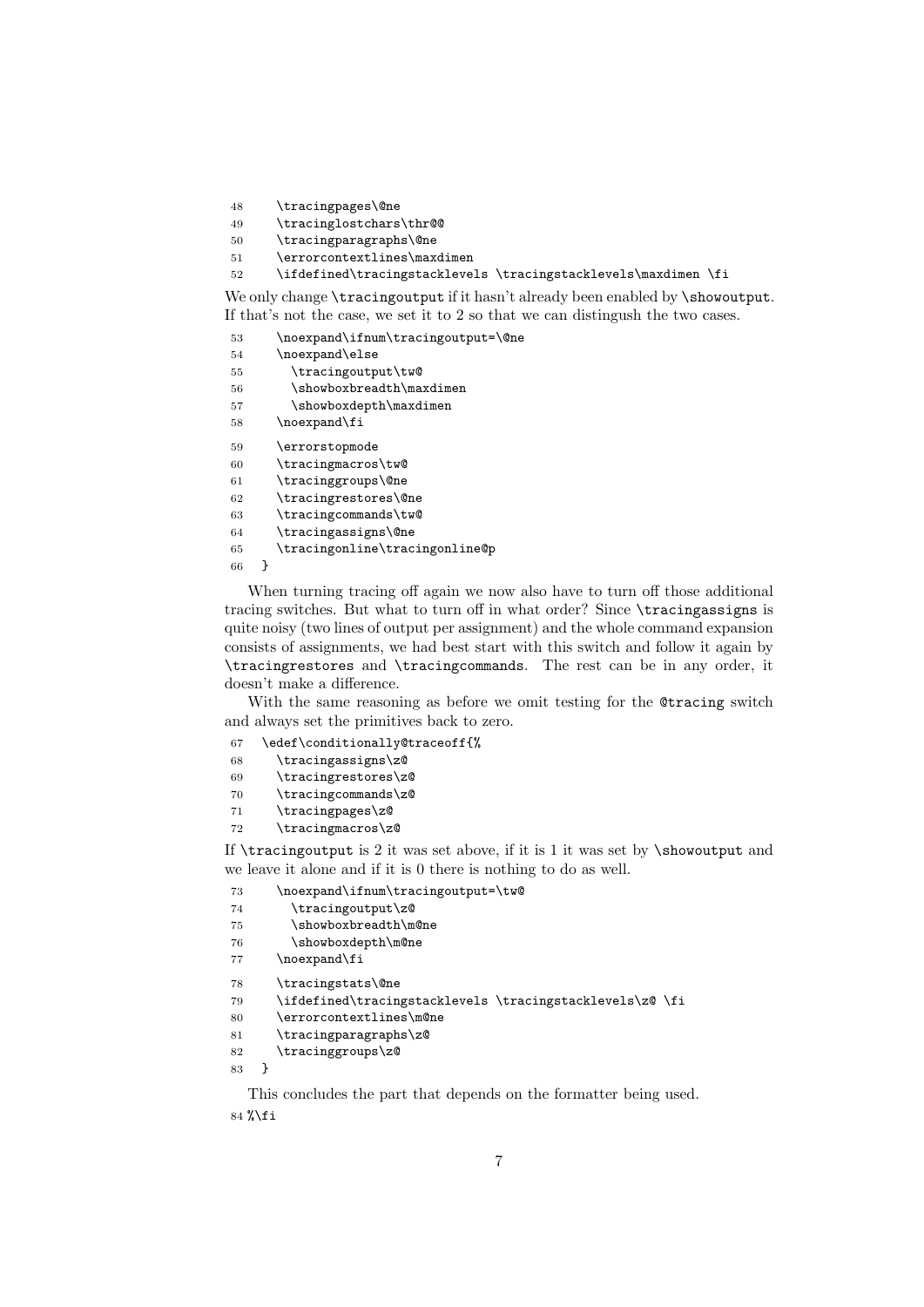```
48    \tracingpages\@ne
49    \tracinglostchars\thr@@
50    \tracingparagraphs\@ne
51    \errorcontextlines\maxdimen
52    \ifdefined\tracingstacklevels \tracingstacklevels\maxdimen \fi
```

We only change `\tracingoutput` if it hasn't already been enabled by `\showoutput`. If that's not the case, we set it to 2 so that we can distingush the two cases.

```
53    \noexpand\ifnum\tracingoutput=\@ne
54    \noexpand\else
55      \tracingoutput\tw@
56      \showboxbreadth\maxdimen
57      \showboxdepth\maxdimen
58    \noexpand\fi
59    \errorstopmode
60    \tracingmacros\tw@
61    \tracinggroups\@ne
62    \tracingrestores\@ne
63    \tracingcommands\tw@
64    \tracingassigns\@ne
65    \tracingonline\tracingonline@p
66  }
```

When turning tracing off again we now also have to turn off those additional tracing switches. But what to turn off in what order? Since `\tracingassigns` is quite noisy (two lines of output per assignment) and the whole command expansion consists of assignments, we had best start with this switch and follow it again by `\tracingrestores` and `\tracingcommands`. The rest can be in any order, it doesn't make a difference.

With the same reasoning as before we omit testing for the `@tracing` switch and always set the primitives back to zero.

```
67  \edef\conditionally@traceoff{%
68    \tracingassigns\z@
69    \tracingrestores\z@
70    \tracingcommands\z@
71    \tracingpages\z@
72    \tracingmacros\z@
```

If `\tracingoutput` is 2 it was set above, if it is 1 it was set by `\showoutput` and we leave it alone and if it is 0 there is nothing to do as well.

```
73    \noexpand\ifnum\tracingoutput=\tw@
74      \tracingoutput\z@
75      \showboxbreadth\m@ne
76      \showboxdepth\m@ne
77    \noexpand\fi
78    \tracingstats\@ne
79    \ifdefined\tracingstacklevels \tracingstacklevels\z@ \fi
80    \errorcontextlines\m@ne
81    \tracingparagraphs\z@
82    \tracinggroups\z@
83  }
```

This concludes the part that depends on the formatter being used.

```
84 %\fi
```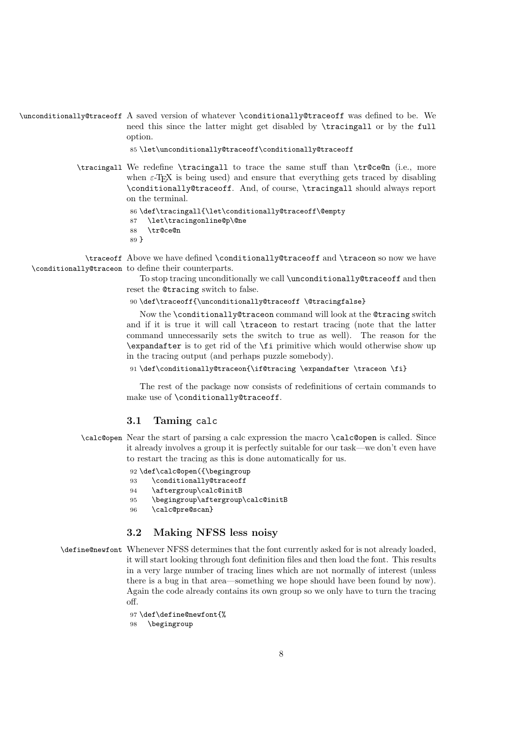`\unconditionally@traceoff` A saved version of whatever `\conditionally@traceoff` was defined to be. We need this since the latter might get disabled by `\tracingall` or by the `full` option.

```
85 \let\unconditionally@traceoff\conditionally@traceoff
```

`\tracingall` We redefine `\tracingall` to trace the same stuff than `\tr@ce@n` (i.e., more when ε-TEX is being used) and ensure that everything gets traced by disabling `\conditionally@traceoff`. And, of course, `\tracingall` should always report on the terminal.

```
86 \def\tracingall{\let\conditionally@traceoff\@empty
87   \let\tracingonline@p\@ne
88   \tr@ce@n
89 }
```

`\traceoff` `\conditionally@traceon` Above we have defined `\conditionally@traceoff` and `\traceon` so now we have to define their counterparts.

To stop tracing unconditionally we call `\unconditionally@traceoff` and then reset the `@tracing` switch to false.

```
90 \def\traceoff{\unconditionally@traceoff \@tracingfalse}
```

Now the `\conditionally@traceon` command will look at the `@tracing` switch and if it is true it will call `\traceon` to restart tracing (note that the latter command unnecessarily sets the switch to true as well). The reason for the `\expandafter` is to get rid of the `\fi` primitive which would otherwise show up in the tracing output (and perhaps puzzle somebody).

```
91 \def\conditionally@traceon{\if@tracing \expandafter \traceon \fi}
```

The rest of the package now consists of redefinitions of certain commands to make use of `\conditionally@traceoff`.

### 3.1 Taming calc

`\calc@open` Near the start of parsing a calc expression the macro `\calc@open` is called. Since it already involves a group it is perfectly suitable for our task—we don't even have to restart the tracing as this is done automatically for us.

```
92 \def\calc@open({\begingroup
93     \conditionally@traceoff
94     \aftergroup\calc@initB
95     \begingroup\aftergroup\calc@initB
96     \calc@pre@scan}
```

### 3.2 Making NFSS less noisy

`\define@newfont` Whenever NFSS determines that the font currently asked for is not already loaded, it will start looking through font definition files and then load the font. This results in a very large number of tracing lines which are not normally of interest (unless there is a bug in that area—something we hope should have been found by now). Again the code already contains its own group so we only have to turn the tracing off.

```
97 \def\define@newfont{%
98   \begingroup
```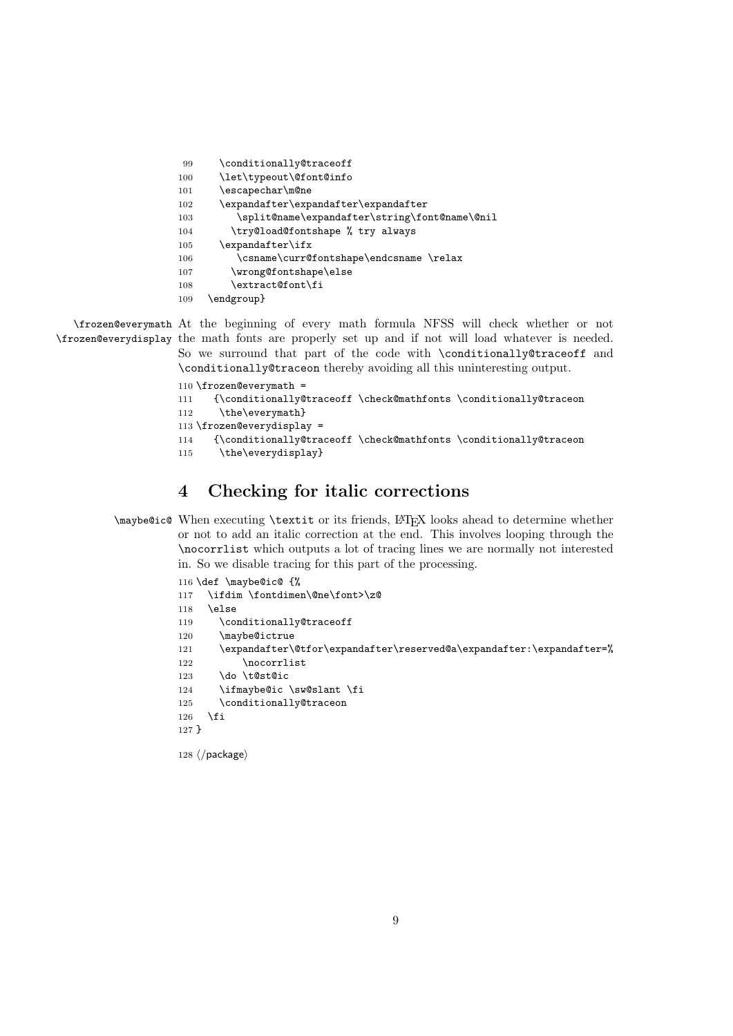```
99     \conditionally@traceoff
100    \let\typeout\@font@info
101    \escapechar\m@ne
102    \expandafter\expandafter\expandafter
103       \split@name\expandafter\string\font@name\@nil
104      \try@load@fontshape % try always
105    \expandafter\ifx
106       \csname\curr@fontshape\endcsname \relax
107      \wrong@fontshape\else
108      \extract@font\fi
109  \endgroup}
```

`\frozen@everymath` `\frozen@everydisplay` At the beginning of every math formula NFSS will check whether or not the math fonts are properly set up and if not will load whatever is needed. So we surround that part of the code with `\conditionally@traceoff` and `\conditionally@traceon` thereby avoiding all this uninteresting output.

```
110 \frozen@everymath =
111    {\conditionally@traceoff \check@mathfonts \conditionally@traceon
112     \the\everymath}
113 \frozen@everydisplay =
114    {\conditionally@traceoff \check@mathfonts \conditionally@traceon
115     \the\everydisplay}
```

## 4 Checking for italic corrections

`\maybe@ic@` When executing `\textit` or its friends, LaTeX looks ahead to determine whether or not to add an italic correction at the end. This involves looping through the `\nocorrlist` which outputs a lot of tracing lines we are normally not interested in. So we disable tracing for this part of the processing.

```
116 \def \maybe@ic@ {%
117   \ifdim \fontdimen\@ne\font>\z@
118   \else
119     \conditionally@traceoff
120     \maybe@ictrue
121     \expandafter\@tfor\expandafter\reserved@a\expandafter:\expandafter=%
122         \nocorrlist
123     \do \t@st@ic
124     \ifmaybe@ic \sw@slant \fi
125     \conditionally@traceon
126   \fi
127 }
```

128 ⟨/package⟩